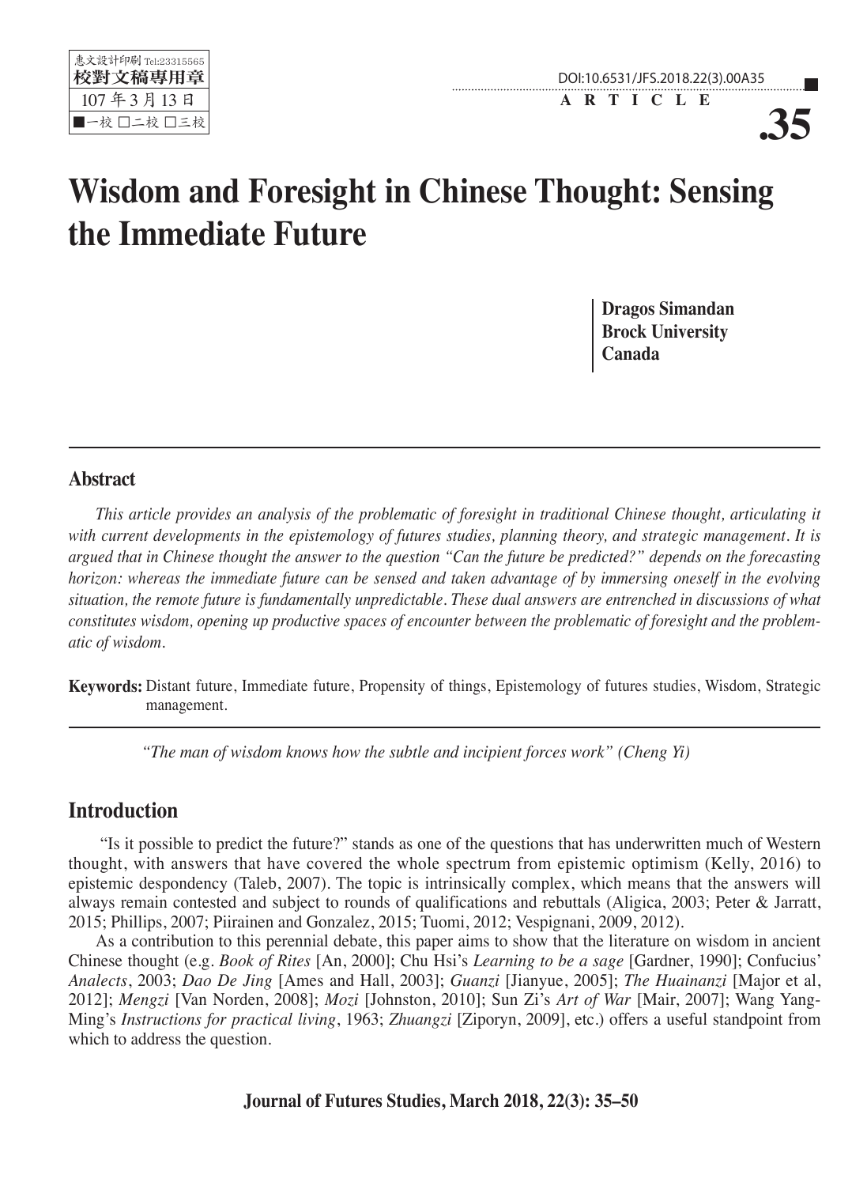# Wisdom and Foresight in Chinese Thought: Sensing the Immediate Future

**Dragos Simandan**
**Brock University**
**Canada**

## Abstract

*This article provides an analysis of the problematic of foresight in traditional Chinese thought, articulating it with current developments in the epistemology of futures studies, planning theory, and strategic management. It is argued that in Chinese thought the answer to the question "Can the future be predicted?" depends on the forecasting horizon: whereas the immediate future can be sensed and taken advantage of by immersing oneself in the evolving situation, the remote future is fundamentally unpredictable. These dual answers are entrenched in discussions of what constitutes wisdom, opening up productive spaces of encounter between the problematic of foresight and the problematic of wisdom.*

**Keywords:** Distant future, Immediate future, Propensity of things, Epistemology of futures studies, Wisdom, Strategic management.

*"The man of wisdom knows how the subtle and incipient forces work" (Cheng Yi)*

## Introduction

"Is it possible to predict the future?" stands as one of the questions that has underwritten much of Western thought, with answers that have covered the whole spectrum from epistemic optimism (Kelly, 2016) to epistemic despondency (Taleb, 2007). The topic is intrinsically complex, which means that the answers will always remain contested and subject to rounds of qualifications and rebuttals (Aligica, 2003; Peter & Jarratt, 2015; Phillips, 2007; Piirainen and Gonzalez, 2015; Tuomi, 2012; Vespignani, 2009, 2012).

As a contribution to this perennial debate, this paper aims to show that the literature on wisdom in ancient Chinese thought (e.g. *Book of Rites* [An, 2000]; Chu Hsi's *Learning to be a sage* [Gardner, 1990]; Confucius' *Analects*, 2003; *Dao De Jing* [Ames and Hall, 2003]; *Guanzi* [Jianyue, 2005]; *The Huainanzi* [Major et al, 2012]; *Mengzi* [Van Norden, 2008]; *Mozi* [Johnston, 2010]; Sun Zi's *Art of War* [Mair, 2007]; Wang Yang-Ming's *Instructions for practical living*, 1963; *Zhuangzi* [Ziporyn, 2009], etc.) offers a useful standpoint from which to address the question.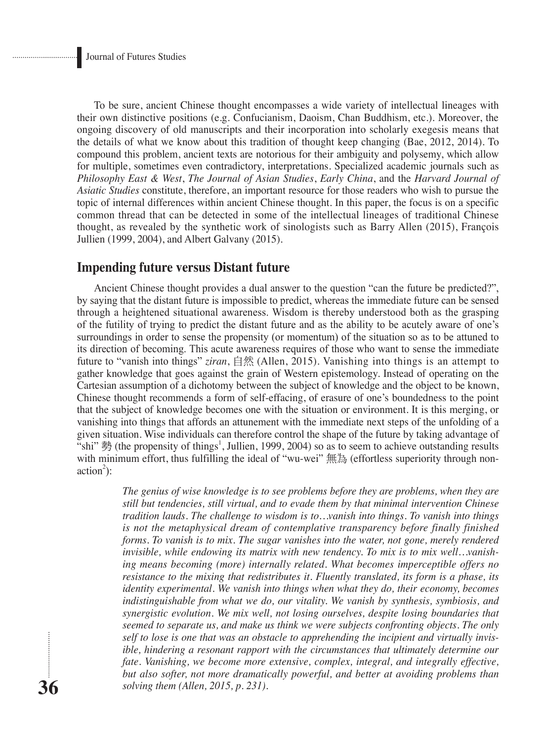To be sure, ancient Chinese thought encompasses a wide variety of intellectual lineages with their own distinctive positions (e.g. Confucianism, Daoism, Chan Buddhism, etc.). Moreover, the ongoing discovery of old manuscripts and their incorporation into scholarly exegesis means that the details of what we know about this tradition of thought keep changing (Bae, 2012, 2014). To compound this problem, ancient texts are notorious for their ambiguity and polysemy, which allow for multiple, sometimes even contradictory, interpretations. Specialized academic journals such as *Philosophy East & West*, *The Journal of Asian Studies*, *Early China*, and the *Harvard Journal of Asiatic Studies* constitute, therefore, an important resource for those readers who wish to pursue the topic of internal differences within ancient Chinese thought. In this paper, the focus is on a specific common thread that can be detected in some of the intellectual lineages of traditional Chinese thought, as revealed by the synthetic work of sinologists such as Barry Allen (2015), François Jullien (1999, 2004), and Albert Galvany (2015).

## Impending future versus Distant future

Ancient Chinese thought provides a dual answer to the question "can the future be predicted?", by saying that the distant future is impossible to predict, whereas the immediate future can be sensed through a heightened situational awareness. Wisdom is thereby understood both as the grasping of the futility of trying to predict the distant future and as the ability to be acutely aware of one's surroundings in order to sense the propensity (or momentum) of the situation so as to be attuned to its direction of becoming. This acute awareness requires of those who want to sense the immediate future to "vanish into things" *ziran*, 自然 (Allen, 2015). Vanishing into things is an attempt to gather knowledge that goes against the grain of Western epistemology. Instead of operating on the Cartesian assumption of a dichotomy between the subject of knowledge and the object to be known, Chinese thought recommends a form of self-effacing, of erasure of one's boundedness to the point that the subject of knowledge becomes one with the situation or environment. It is this merging, or vanishing into things that affords an attunement with the immediate next steps of the unfolding of a given situation. Wise individuals can therefore control the shape of the future by taking advantage of "shi" 勢 (the propensity of things[1], Jullien, 1999, 2004) so as to seem to achieve outstanding results with minimum effort, thus fulfilling the ideal of "wu-wei" 無為 (effortless superiority through non-action[2]):

> *The genius of wise knowledge is to see problems before they are problems, when they are still but tendencies, still virtual, and to evade them by that minimal intervention Chinese tradition lauds. The challenge to wisdom is to…vanish into things. To vanish into things is not the metaphysical dream of contemplative transparency before finally finished forms. To vanish is to mix. The sugar vanishes into the water, not gone, merely rendered invisible, while endowing its matrix with new tendency. To mix is to mix well…vanishing means becoming (more) internally related. What becomes imperceptible offers no resistance to the mixing that redistributes it. Fluently translated, its form is a phase, its identity experimental. We vanish into things when what they do, their economy, becomes indistinguishable from what we do, our vitality. We vanish by synthesis, symbiosis, and synergistic evolution. We mix well, not losing ourselves, despite losing boundaries that seemed to separate us, and make us think we were subjects confronting objects. The only self to lose is one that was an obstacle to apprehending the incipient and virtually invisible, hindering a resonant rapport with the circumstances that ultimately determine our fate. Vanishing, we become more extensive, complex, integral, and integrally effective, but also softer, not more dramatically powerful, and better at avoiding problems than solving them (Allen, 2015, p. 231).*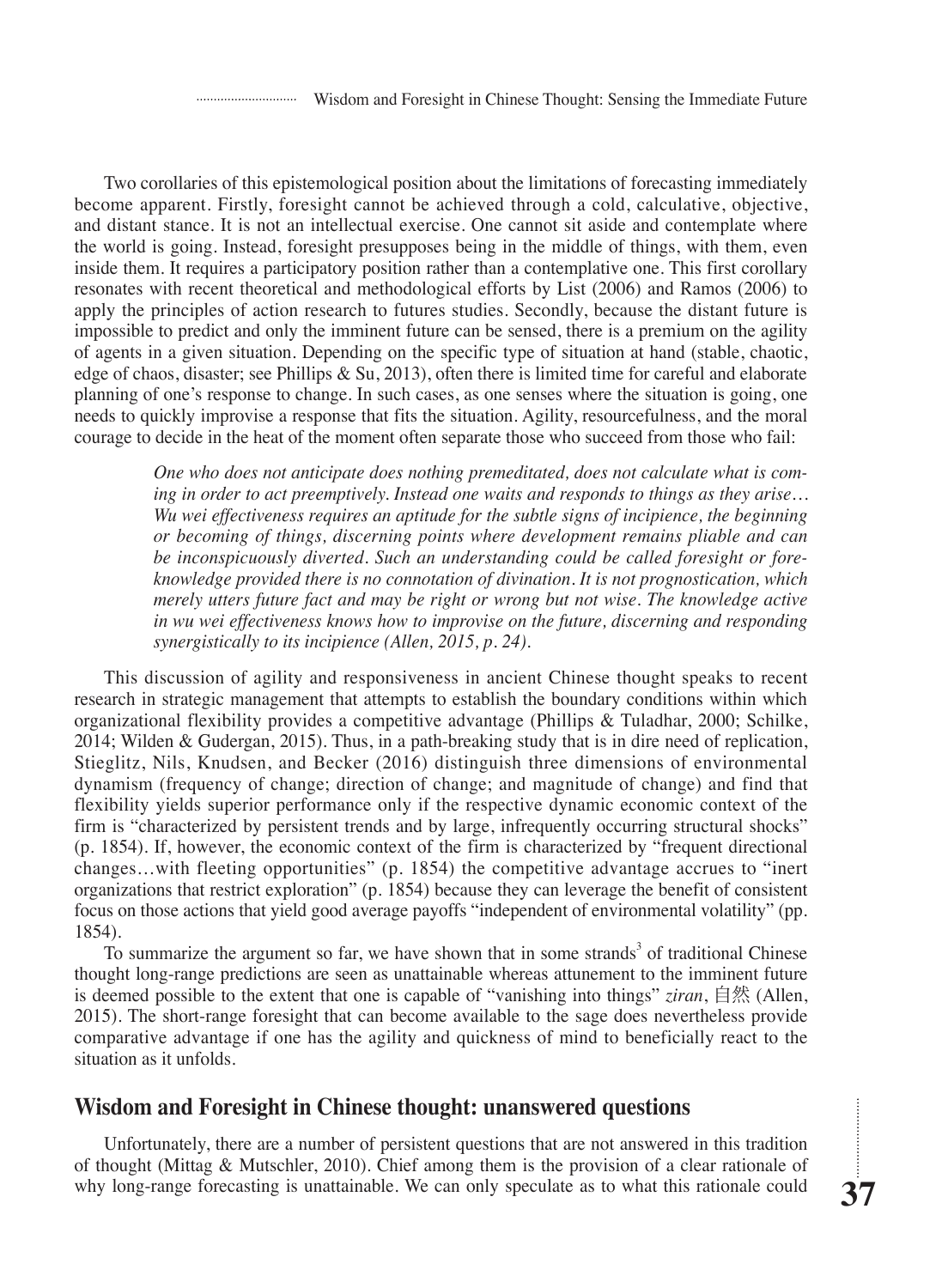Two corollaries of this epistemological position about the limitations of forecasting immediately become apparent. Firstly, foresight cannot be achieved through a cold, calculative, objective, and distant stance. It is not an intellectual exercise. One cannot sit aside and contemplate where the world is going. Instead, foresight presupposes being in the middle of things, with them, even inside them. It requires a participatory position rather than a contemplative one. This first corollary resonates with recent theoretical and methodological efforts by List (2006) and Ramos (2006) to apply the principles of action research to futures studies. Secondly, because the distant future is impossible to predict and only the imminent future can be sensed, there is a premium on the agility of agents in a given situation. Depending on the specific type of situation at hand (stable, chaotic, edge of chaos, disaster; see Phillips & Su, 2013), often there is limited time for careful and elaborate planning of one's response to change. In such cases, as one senses where the situation is going, one needs to quickly improvise a response that fits the situation. Agility, resourcefulness, and the moral courage to decide in the heat of the moment often separate those who succeed from those who fail:

> *One who does not anticipate does nothing premeditated, does not calculate what is coming in order to act preemptively. Instead one waits and responds to things as they arise… Wu wei effectiveness requires an aptitude for the subtle signs of incipience, the beginning or becoming of things, discerning points where development remains pliable and can be inconspicuously diverted. Such an understanding could be called foresight or foreknowledge provided there is no connotation of divination. It is not prognostication, which merely utters future fact and may be right or wrong but not wise. The knowledge active in wu wei effectiveness knows how to improvise on the future, discerning and responding synergistically to its incipience (Allen, 2015, p. 24).*

This discussion of agility and responsiveness in ancient Chinese thought speaks to recent research in strategic management that attempts to establish the boundary conditions within which organizational flexibility provides a competitive advantage (Phillips & Tuladhar, 2000; Schilke, 2014; Wilden & Gudergan, 2015). Thus, in a path-breaking study that is in dire need of replication, Stieglitz, Nils, Knudsen, and Becker (2016) distinguish three dimensions of environmental dynamism (frequency of change; direction of change; and magnitude of change) and find that flexibility yields superior performance only if the respective dynamic economic context of the firm is "characterized by persistent trends and by large, infrequently occurring structural shocks" (p. 1854). If, however, the economic context of the firm is characterized by "frequent directional changes…with fleeting opportunities" (p. 1854) the competitive advantage accrues to "inert organizations that restrict exploration" (p. 1854) because they can leverage the benefit of consistent focus on those actions that yield good average payoffs "independent of environmental volatility" (pp. 1854).

To summarize the argument so far, we have shown that in some strands[3] of traditional Chinese thought long-range predictions are seen as unattainable whereas attunement to the imminent future is deemed possible to the extent that one is capable of "vanishing into things" *ziran*, 自然 (Allen, 2015). The short-range foresight that can become available to the sage does nevertheless provide comparative advantage if one has the agility and quickness of mind to beneficially react to the situation as it unfolds.

## Wisdom and Foresight in Chinese thought: unanswered questions

Unfortunately, there are a number of persistent questions that are not answered in this tradition of thought (Mittag & Mutschler, 2010). Chief among them is the provision of a clear rationale of why long-range forecasting is unattainable. We can only speculate as to what this rationale could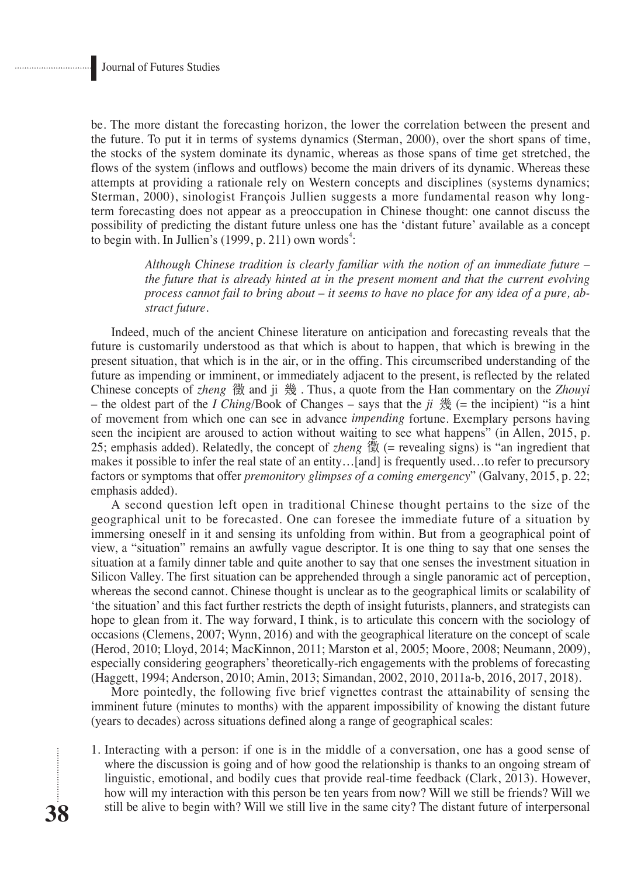be. The more distant the forecasting horizon, the lower the correlation between the present and the future. To put it in terms of systems dynamics (Sterman, 2000), over the short spans of time, the stocks of the system dominate its dynamic, whereas as those spans of time get stretched, the flows of the system (inflows and outflows) become the main drivers of its dynamic. Whereas these attempts at providing a rationale rely on Western concepts and disciplines (systems dynamics; Sterman, 2000), sinologist François Jullien suggests a more fundamental reason why long-term forecasting does not appear as a preoccupation in Chinese thought: one cannot discuss the possibility of predicting the distant future unless one has the 'distant future' available as a concept to begin with. In Jullien's (1999, p. 211) own words[4]:

> *Although Chinese tradition is clearly familiar with the notion of an immediate future – the future that is already hinted at in the present moment and that the current evolving process cannot fail to bring about – it seems to have no place for any idea of a pure, abstract future.*

Indeed, much of the ancient Chinese literature on anticipation and forecasting reveals that the future is customarily understood as that which is about to happen, that which is brewing in the present situation, that which is in the air, or in the offing. This circumscribed understanding of the future as impending or imminent, or immediately adjacent to the present, is reflected by the related Chinese concepts of *zheng* 徵 and ji 幾. Thus, a quote from the Han commentary on the *Zhouyi* – the oldest part of the *I Ching*/Book of Changes – says that the *ji* 幾 (= the incipient) "is a hint of movement from which one can see in advance *impending* fortune. Exemplary persons having seen the incipient are aroused to action without waiting to see what happens" (in Allen, 2015, p. 25; emphasis added). Relatedly, the concept of *zheng* 徵 (= revealing signs) is "an ingredient that makes it possible to infer the real state of an entity…[and] is frequently used…to refer to precursory factors or symptoms that offer *premonitory glimpses of a coming emergency*" (Galvany, 2015, p. 22; emphasis added).

A second question left open in traditional Chinese thought pertains to the size of the geographical unit to be forecasted. One can foresee the immediate future of a situation by immersing oneself in it and sensing its unfolding from within. But from a geographical point of view, a "situation" remains an awfully vague descriptor. It is one thing to say that one senses the situation at a family dinner table and quite another to say that one senses the investment situation in Silicon Valley. The first situation can be apprehended through a single panoramic act of perception, whereas the second cannot. Chinese thought is unclear as to the geographical limits or scalability of 'the situation' and this fact further restricts the depth of insight futurists, planners, and strategists can hope to glean from it. The way forward, I think, is to articulate this concern with the sociology of occasions (Clemens, 2007; Wynn, 2016) and with the geographical literature on the concept of scale (Herod, 2010; Lloyd, 2014; MacKinnon, 2011; Marston et al, 2005; Moore, 2008; Neumann, 2009), especially considering geographers' theoretically-rich engagements with the problems of forecasting (Haggett, 1994; Anderson, 2010; Amin, 2013; Simandan, 2002, 2010, 2011a-b, 2016, 2017, 2018).

More pointedly, the following five brief vignettes contrast the attainability of sensing the imminent future (minutes to months) with the apparent impossibility of knowing the distant future (years to decades) across situations defined along a range of geographical scales:

1. Interacting with a person: if one is in the middle of a conversation, one has a good sense of where the discussion is going and of how good the relationship is thanks to an ongoing stream of linguistic, emotional, and bodily cues that provide real-time feedback (Clark, 2013). However, how will my interaction with this person be ten years from now? Will we still be friends? Will we still be alive to begin with? Will we still live in the same city? The distant future of interpersonal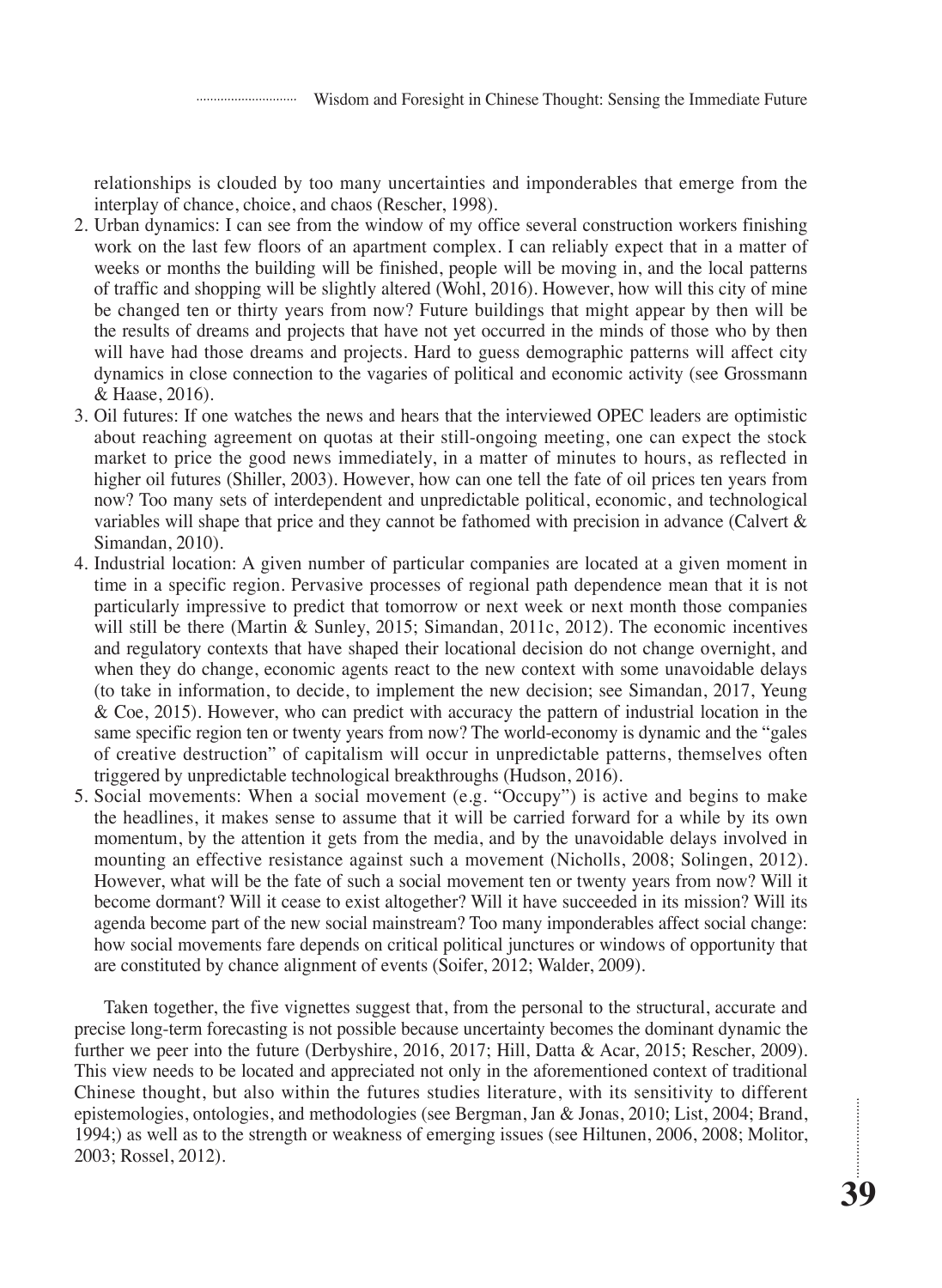relationships is clouded by too many uncertainties and imponderables that emerge from the interplay of chance, choice, and chaos (Rescher, 1998).

2. Urban dynamics: I can see from the window of my office several construction workers finishing work on the last few floors of an apartment complex. I can reliably expect that in a matter of weeks or months the building will be finished, people will be moving in, and the local patterns of traffic and shopping will be slightly altered (Wohl, 2016). However, how will this city of mine be changed ten or thirty years from now? Future buildings that might appear by then will be the results of dreams and projects that have not yet occurred in the minds of those who by then will have had those dreams and projects. Hard to guess demographic patterns will affect city dynamics in close connection to the vagaries of political and economic activity (see Grossmann & Haase, 2016).
3. Oil futures: If one watches the news and hears that the interviewed OPEC leaders are optimistic about reaching agreement on quotas at their still-ongoing meeting, one can expect the stock market to price the good news immediately, in a matter of minutes to hours, as reflected in higher oil futures (Shiller, 2003). However, how can one tell the fate of oil prices ten years from now? Too many sets of interdependent and unpredictable political, economic, and technological variables will shape that price and they cannot be fathomed with precision in advance (Calvert & Simandan, 2010).
4. Industrial location: A given number of particular companies are located at a given moment in time in a specific region. Pervasive processes of regional path dependence mean that it is not particularly impressive to predict that tomorrow or next week or next month those companies will still be there (Martin & Sunley, 2015; Simandan, 2011c, 2012). The economic incentives and regulatory contexts that have shaped their locational decision do not change overnight, and when they do change, economic agents react to the new context with some unavoidable delays (to take in information, to decide, to implement the new decision; see Simandan, 2017, Yeung & Coe, 2015). However, who can predict with accuracy the pattern of industrial location in the same specific region ten or twenty years from now? The world-economy is dynamic and the "gales of creative destruction" of capitalism will occur in unpredictable patterns, themselves often triggered by unpredictable technological breakthroughs (Hudson, 2016).
5. Social movements: When a social movement (e.g. "Occupy") is active and begins to make the headlines, it makes sense to assume that it will be carried forward for a while by its own momentum, by the attention it gets from the media, and by the unavoidable delays involved in mounting an effective resistance against such a movement (Nicholls, 2008; Solingen, 2012). However, what will be the fate of such a social movement ten or twenty years from now? Will it become dormant? Will it cease to exist altogether? Will it have succeeded in its mission? Will its agenda become part of the new social mainstream? Too many imponderables affect social change: how social movements fare depends on critical political junctures or windows of opportunity that are constituted by chance alignment of events (Soifer, 2012; Walder, 2009).

Taken together, the five vignettes suggest that, from the personal to the structural, accurate and precise long-term forecasting is not possible because uncertainty becomes the dominant dynamic the further we peer into the future (Derbyshire, 2016, 2017; Hill, Datta & Acar, 2015; Rescher, 2009). This view needs to be located and appreciated not only in the aforementioned context of traditional Chinese thought, but also within the futures studies literature, with its sensitivity to different epistemologies, ontologies, and methodologies (see Bergman, Jan & Jonas, 2010; List, 2004; Brand, 1994;) as well as to the strength or weakness of emerging issues (see Hiltunen, 2006, 2008; Molitor, 2003; Rossel, 2012).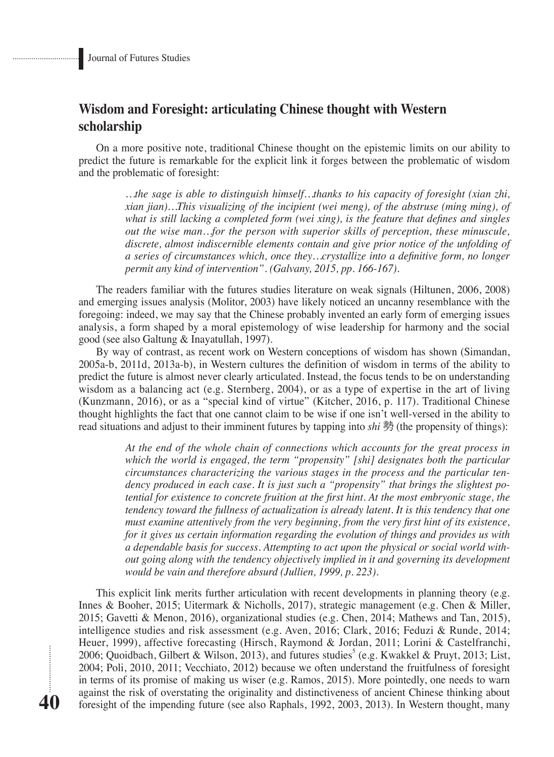## Wisdom and Foresight: articulating Chinese thought with Western scholarship

On a more positive note, traditional Chinese thought on the epistemic limits on our ability to predict the future is remarkable for the explicit link it forges between the problematic of wisdom and the problematic of foresight:

> *…the sage is able to distinguish himself…thanks to his capacity of foresight (xian zhi, xian jian)…This visualizing of the incipient (wei meng), of the abstruse (ming ming), of what is still lacking a completed form (wei xing), is the feature that defines and singles out the wise man…for the person with superior skills of perception, these minuscule, discrete, almost indiscernible elements contain and give prior notice of the unfolding of a series of circumstances which, once they…crystallize into a definitive form, no longer permit any kind of intervention". (Galvany, 2015, pp. 166-167).*

The readers familiar with the futures studies literature on weak signals (Hiltunen, 2006, 2008) and emerging issues analysis (Molitor, 2003) have likely noticed an uncanny resemblance with the foregoing: indeed, we may say that the Chinese probably invented an early form of emerging issues analysis, a form shaped by a moral epistemology of wise leadership for harmony and the social good (see also Galtung & Inayatullah, 1997).

By way of contrast, as recent work on Western conceptions of wisdom has shown (Simandan, 2005a-b, 2011d, 2013a-b), in Western cultures the definition of wisdom in terms of the ability to predict the future is almost never clearly articulated. Instead, the focus tends to be on understanding wisdom as a balancing act (e.g. Sternberg, 2004), or as a type of expertise in the art of living (Kunzmann, 2016), or as a "special kind of virtue" (Kitcher, 2016, p. 117). Traditional Chinese thought highlights the fact that one cannot claim to be wise if one isn't well-versed in the ability to read situations and adjust to their imminent futures by tapping into *shi* 勢 (the propensity of things):

> *At the end of the whole chain of connections which accounts for the great process in which the world is engaged, the term "propensity" [shi] designates both the particular circumstances characterizing the various stages in the process and the particular tendency produced in each case. It is just such a "propensity" that brings the slightest potential for existence to concrete fruition at the first hint. At the most embryonic stage, the tendency toward the fullness of actualization is already latent. It is this tendency that one must examine attentively from the very beginning, from the very first hint of its existence, for it gives us certain information regarding the evolution of things and provides us with a dependable basis for success. Attempting to act upon the physical or social world without going along with the tendency objectively implied in it and governing its development would be vain and therefore absurd (Jullien, 1999, p. 223).*

This explicit link merits further articulation with recent developments in planning theory (e.g. Innes & Booher, 2015; Uitermark & Nicholls, 2017), strategic management (e.g. Chen & Miller, 2015; Gavetti & Menon, 2016), organizational studies (e.g. Chen, 2014; Mathews and Tan, 2015), intelligence studies and risk assessment (e.g. Aven, 2016; Clark, 2016; Feduzi & Runde, 2014; Heuer, 1999), affective forecasting (Hirsch, Raymond & Jordan, 2011; Lorini & Castelfranchi, 2006; Quoidbach, Gilbert & Wilson, 2013), and futures studies[5] (e.g. Kwakkel & Pruyt, 2013; List, 2004; Poli, 2010, 2011; Vecchiato, 2012) because we often understand the fruitfulness of foresight in terms of its promise of making us wiser (e.g. Ramos, 2015). More pointedly, one needs to warn against the risk of overstating the originality and distinctiveness of ancient Chinese thinking about foresight of the impending future (see also Raphals, 1992, 2003, 2013). In Western thought, many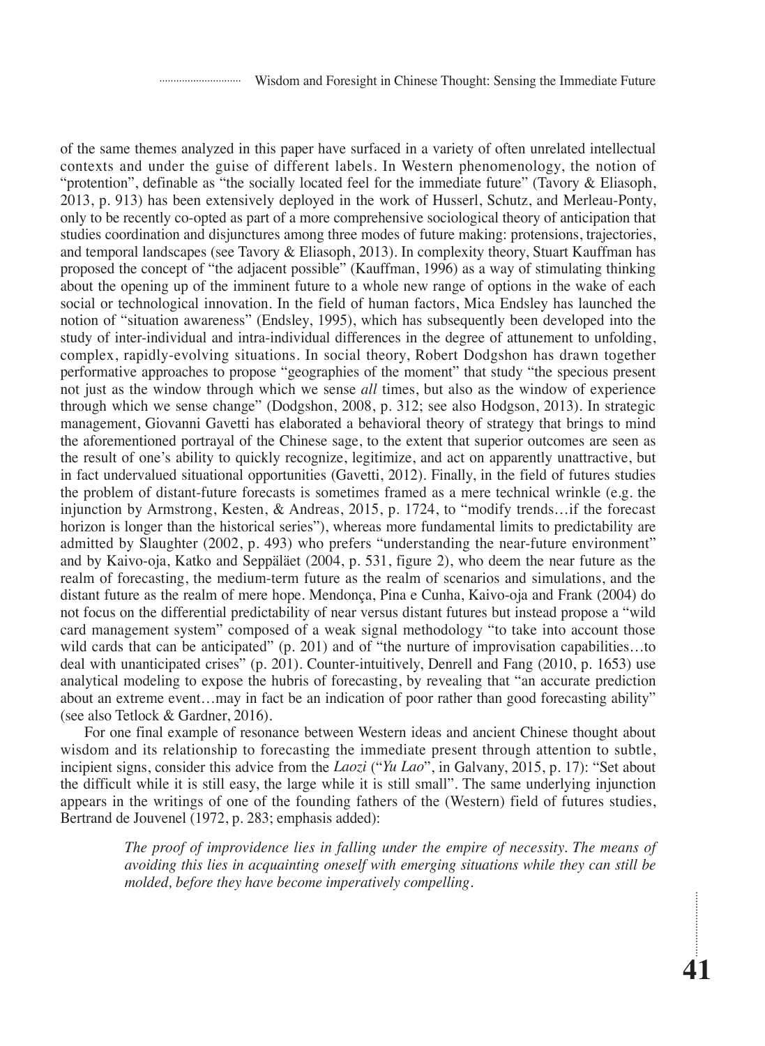of the same themes analyzed in this paper have surfaced in a variety of often unrelated intellectual contexts and under the guise of different labels. In Western phenomenology, the notion of "protention", definable as "the socially located feel for the immediate future" (Tavory & Eliasoph, 2013, p. 913) has been extensively deployed in the work of Husserl, Schutz, and Merleau-Ponty, only to be recently co-opted as part of a more comprehensive sociological theory of anticipation that studies coordination and disjunctures among three modes of future making: protensions, trajectories, and temporal landscapes (see Tavory & Eliasoph, 2013). In complexity theory, Stuart Kauffman has proposed the concept of "the adjacent possible" (Kauffman, 1996) as a way of stimulating thinking about the opening up of the imminent future to a whole new range of options in the wake of each social or technological innovation. In the field of human factors, Mica Endsley has launched the notion of "situation awareness" (Endsley, 1995), which has subsequently been developed into the study of inter-individual and intra-individual differences in the degree of attunement to unfolding, complex, rapidly-evolving situations. In social theory, Robert Dodgshon has drawn together performative approaches to propose "geographies of the moment" that study "the specious present not just as the window through which we sense *all* times, but also as the window of experience through which we sense change" (Dodgshon, 2008, p. 312; see also Hodgson, 2013). In strategic management, Giovanni Gavetti has elaborated a behavioral theory of strategy that brings to mind the aforementioned portrayal of the Chinese sage, to the extent that superior outcomes are seen as the result of one's ability to quickly recognize, legitimize, and act on apparently unattractive, but in fact undervalued situational opportunities (Gavetti, 2012). Finally, in the field of futures studies the problem of distant-future forecasts is sometimes framed as a mere technical wrinkle (e.g. the injunction by Armstrong, Kesten, & Andreas, 2015, p. 1724, to "modify trends…if the forecast horizon is longer than the historical series"), whereas more fundamental limits to predictability are admitted by Slaughter (2002, p. 493) who prefers "understanding the near-future environment" and by Kaivo-oja, Katko and Seppäläet (2004, p. 531, figure 2), who deem the near future as the realm of forecasting, the medium-term future as the realm of scenarios and simulations, and the distant future as the realm of mere hope. Mendonça, Pina e Cunha, Kaivo-oja and Frank (2004) do not focus on the differential predictability of near versus distant futures but instead propose a "wild card management system" composed of a weak signal methodology "to take into account those wild cards that can be anticipated" (p. 201) and of "the nurture of improvisation capabilities…to deal with unanticipated crises" (p. 201). Counter-intuitively, Denrell and Fang (2010, p. 1653) use analytical modeling to expose the hubris of forecasting, by revealing that "an accurate prediction about an extreme event…may in fact be an indication of poor rather than good forecasting ability" (see also Tetlock & Gardner, 2016).

For one final example of resonance between Western ideas and ancient Chinese thought about wisdom and its relationship to forecasting the immediate present through attention to subtle, incipient signs, consider this advice from the *Laozi* ("*Yu Lao*", in Galvany, 2015, p. 17): "Set about the difficult while it is still easy, the large while it is still small". The same underlying injunction appears in the writings of one of the founding fathers of the (Western) field of futures studies, Bertrand de Jouvenel (1972, p. 283; emphasis added):

> *The proof of improvidence lies in falling under the empire of necessity. The means of avoiding this lies in acquainting oneself with emerging situations while they can still be molded, before they have become imperatively compelling.*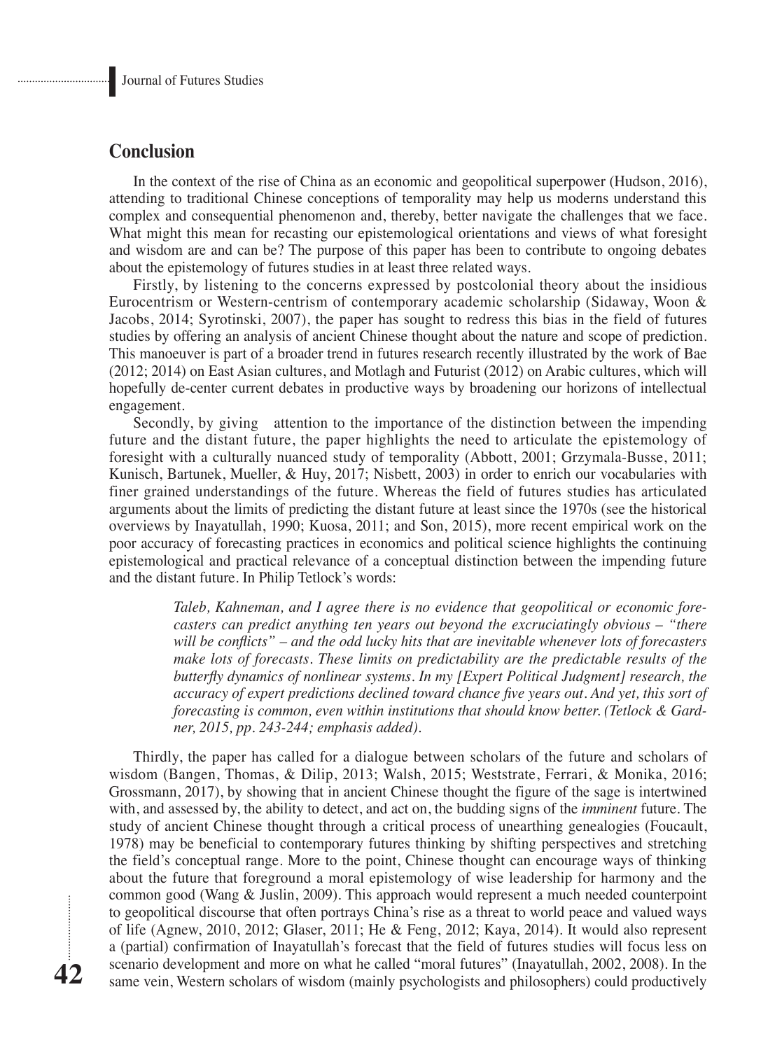## Conclusion

In the context of the rise of China as an economic and geopolitical superpower (Hudson, 2016), attending to traditional Chinese conceptions of temporality may help us moderns understand this complex and consequential phenomenon and, thereby, better navigate the challenges that we face. What might this mean for recasting our epistemological orientations and views of what foresight and wisdom are and can be? The purpose of this paper has been to contribute to ongoing debates about the epistemology of futures studies in at least three related ways.

Firstly, by listening to the concerns expressed by postcolonial theory about the insidious Eurocentrism or Western-centrism of contemporary academic scholarship (Sidaway, Woon & Jacobs, 2014; Syrotinski, 2007), the paper has sought to redress this bias in the field of futures studies by offering an analysis of ancient Chinese thought about the nature and scope of prediction. This manoeuver is part of a broader trend in futures research recently illustrated by the work of Bae (2012; 2014) on East Asian cultures, and Motlagh and Futurist (2012) on Arabic cultures, which will hopefully de-center current debates in productive ways by broadening our horizons of intellectual engagement.

Secondly, by giving attention to the importance of the distinction between the impending future and the distant future, the paper highlights the need to articulate the epistemology of foresight with a culturally nuanced study of temporality (Abbott, 2001; Grzymala-Busse, 2011; Kunisch, Bartunek, Mueller, & Huy, 2017; Nisbett, 2003) in order to enrich our vocabularies with finer grained understandings of the future. Whereas the field of futures studies has articulated arguments about the limits of predicting the distant future at least since the 1970s (see the historical overviews by Inayatullah, 1990; Kuosa, 2011; and Son, 2015), more recent empirical work on the poor accuracy of forecasting practices in economics and political science highlights the continuing epistemological and practical relevance of a conceptual distinction between the impending future and the distant future. In Philip Tetlock's words:

> *Taleb, Kahneman, and I agree there is no evidence that geopolitical or economic forecasters can predict anything ten years out beyond the excruciatingly obvious – "there will be conflicts" – and the odd lucky hits that are inevitable whenever lots of forecasters make lots of forecasts. These limits on predictability are the predictable results of the butterfly dynamics of nonlinear systems. In my [Expert Political Judgment] research, the accuracy of expert predictions declined toward chance five years out. And yet, this sort of forecasting is common, even within institutions that should know better. (Tetlock & Gardner, 2015, pp. 243-244; emphasis added).*

Thirdly, the paper has called for a dialogue between scholars of the future and scholars of wisdom (Bangen, Thomas, & Dilip, 2013; Walsh, 2015; Weststrate, Ferrari, & Monika, 2016; Grossmann, 2017), by showing that in ancient Chinese thought the figure of the sage is intertwined with, and assessed by, the ability to detect, and act on, the budding signs of the *imminent* future. The study of ancient Chinese thought through a critical process of unearthing genealogies (Foucault, 1978) may be beneficial to contemporary futures thinking by shifting perspectives and stretching the field's conceptual range. More to the point, Chinese thought can encourage ways of thinking about the future that foreground a moral epistemology of wise leadership for harmony and the common good (Wang & Juslin, 2009). This approach would represent a much needed counterpoint to geopolitical discourse that often portrays China's rise as a threat to world peace and valued ways of life (Agnew, 2010, 2012; Glaser, 2011; He & Feng, 2012; Kaya, 2014). It would also represent a (partial) confirmation of Inayatullah's forecast that the field of futures studies will focus less on scenario development and more on what he called "moral futures" (Inayatullah, 2002, 2008). In the same vein, Western scholars of wisdom (mainly psychologists and philosophers) could productively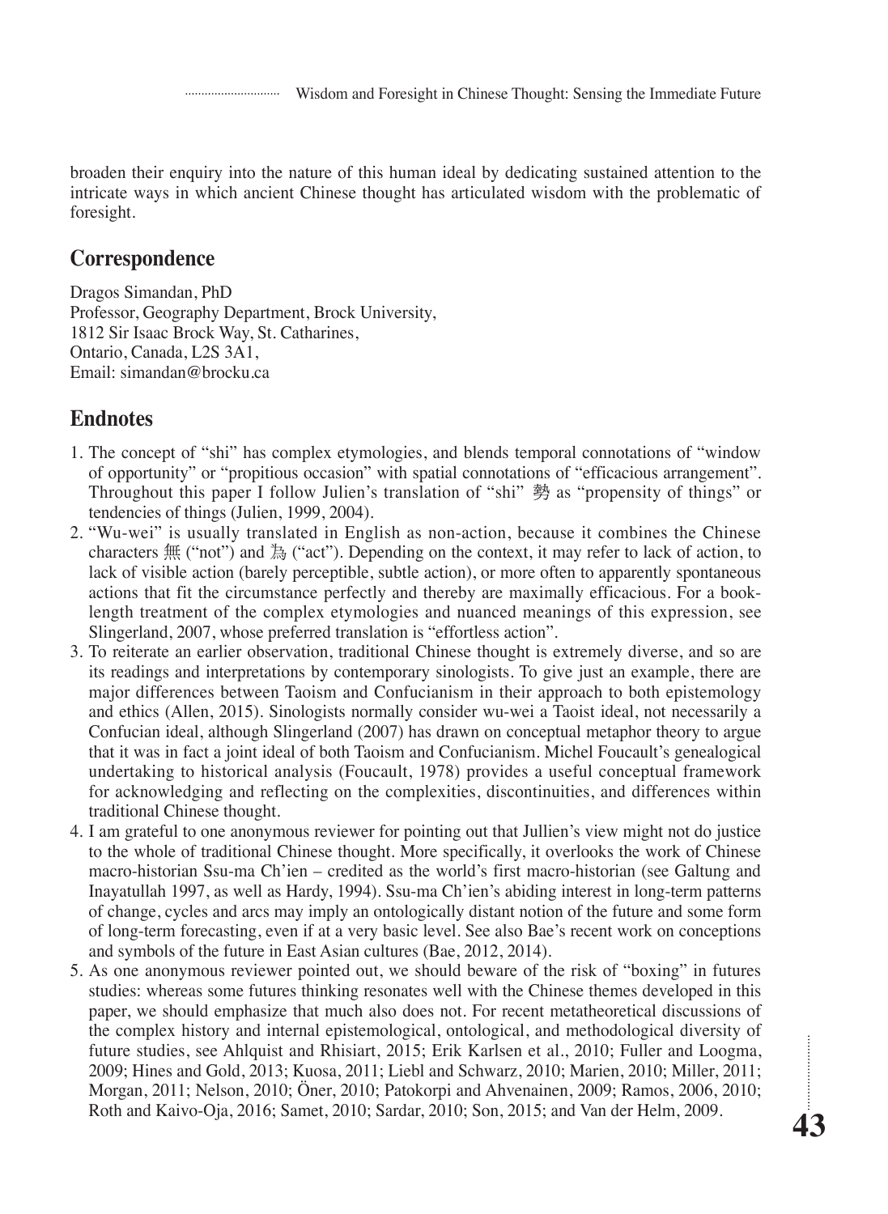broaden their enquiry into the nature of this human ideal by dedicating sustained attention to the intricate ways in which ancient Chinese thought has articulated wisdom with the problematic of foresight.

## Correspondence

Dragos Simandan, PhD
Professor, Geography Department, Brock University,
1812 Sir Isaac Brock Way, St. Catharines,
Ontario, Canada, L2S 3A1,
Email: simandan@brocku.ca

## Endnotes

1. The concept of "shi" has complex etymologies, and blends temporal connotations of "window of opportunity" or "propitious occasion" with spatial connotations of "efficacious arrangement". Throughout this paper I follow Julien's translation of "shi" 勢 as "propensity of things" or tendencies of things (Julien, 1999, 2004).
2. "Wu-wei" is usually translated in English as non-action, because it combines the Chinese characters 無 ("not") and 為 ("act"). Depending on the context, it may refer to lack of action, to lack of visible action (barely perceptible, subtle action), or more often to apparently spontaneous actions that fit the circumstance perfectly and thereby are maximally efficacious. For a book-length treatment of the complex etymologies and nuanced meanings of this expression, see Slingerland, 2007, whose preferred translation is "effortless action".
3. To reiterate an earlier observation, traditional Chinese thought is extremely diverse, and so are its readings and interpretations by contemporary sinologists. To give just an example, there are major differences between Taoism and Confucianism in their approach to both epistemology and ethics (Allen, 2015). Sinologists normally consider wu-wei a Taoist ideal, not necessarily a Confucian ideal, although Slingerland (2007) has drawn on conceptual metaphor theory to argue that it was in fact a joint ideal of both Taoism and Confucianism. Michel Foucault's genealogical undertaking to historical analysis (Foucault, 1978) provides a useful conceptual framework for acknowledging and reflecting on the complexities, discontinuities, and differences within traditional Chinese thought.
4. I am grateful to one anonymous reviewer for pointing out that Jullien's view might not do justice to the whole of traditional Chinese thought. More specifically, it overlooks the work of Chinese macro-historian Ssu-ma Ch'ien – credited as the world's first macro-historian (see Galtung and Inayatullah 1997, as well as Hardy, 1994). Ssu-ma Ch'ien's abiding interest in long-term patterns of change, cycles and arcs may imply an ontologically distant notion of the future and some form of long-term forecasting, even if at a very basic level. See also Bae's recent work on conceptions and symbols of the future in East Asian cultures (Bae, 2012, 2014).
5. As one anonymous reviewer pointed out, we should beware of the risk of "boxing" in futures studies: whereas some futures thinking resonates well with the Chinese themes developed in this paper, we should emphasize that much also does not. For recent metatheoretical discussions of the complex history and internal epistemological, ontological, and methodological diversity of future studies, see Ahlquist and Rhisiart, 2015; Erik Karlsen et al., 2010; Fuller and Loogma, 2009; Hines and Gold, 2013; Kuosa, 2011; Liebl and Schwarz, 2010; Marien, 2010; Miller, 2011; Morgan, 2011; Nelson, 2010; Öner, 2010; Patokorpi and Ahvenainen, 2009; Ramos, 2006, 2010; Roth and Kaivo-Oja, 2016; Samet, 2010; Sardar, 2010; Son, 2015; and Van der Helm, 2009.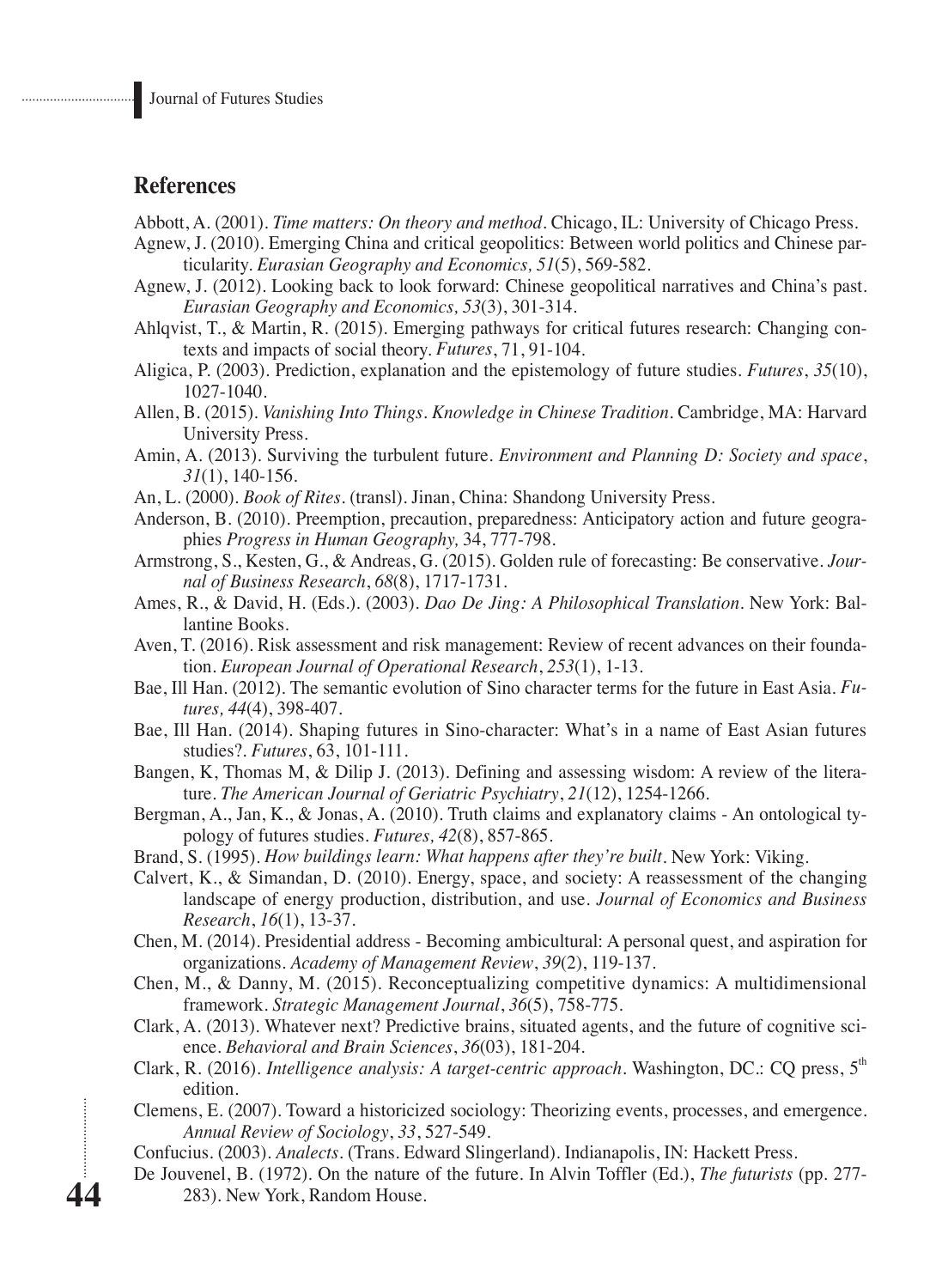## References

Abbott, A. (2001). *Time matters: On theory and method*. Chicago, IL: University of Chicago Press.

Agnew, J. (2010). Emerging China and critical geopolitics: Between world politics and Chinese particularity. *Eurasian Geography and Economics, 51*(5), 569-582.

Agnew, J. (2012). Looking back to look forward: Chinese geopolitical narratives and China's past. *Eurasian Geography and Economics, 53*(3), 301-314.

Ahlqvist, T., & Martin, R. (2015). Emerging pathways for critical futures research: Changing contexts and impacts of social theory. *Futures*, 71, 91-104.

Aligica, P. (2003). Prediction, explanation and the epistemology of future studies. *Futures*, *35*(10), 1027-1040.

Allen, B. (2015). *Vanishing Into Things. Knowledge in Chinese Tradition*. Cambridge, MA: Harvard University Press.

Amin, A. (2013). Surviving the turbulent future. *Environment and Planning D: Society and space*, *31*(1), 140-156.

An, L. (2000). *Book of Rites*. (transl). Jinan, China: Shandong University Press.

Anderson, B. (2010). Preemption, precaution, preparedness: Anticipatory action and future geographies *Progress in Human Geography,* 34, 777-798.

Armstrong, S., Kesten, G., & Andreas, G. (2015). Golden rule of forecasting: Be conservative. *Journal of Business Research*, *68*(8), 1717-1731.

Ames, R., & David, H. (Eds.). (2003). *Dao De Jing: A Philosophical Translation*. New York: Ballantine Books.

Aven, T. (2016). Risk assessment and risk management: Review of recent advances on their foundation. *European Journal of Operational Research*, *253*(1), 1-13.

Bae, Ill Han. (2012). The semantic evolution of Sino character terms for the future in East Asia. *Futures, 44*(4), 398-407.

Bae, Ill Han. (2014). Shaping futures in Sino-character: What's in a name of East Asian futures studies?. *Futures*, 63, 101-111.

Bangen, K, Thomas M, & Dilip J. (2013). Defining and assessing wisdom: A review of the literature. *The American Journal of Geriatric Psychiatry*, *21*(12), 1254-1266.

Bergman, A., Jan, K., & Jonas, A. (2010). Truth claims and explanatory claims - An ontological typology of futures studies. *Futures, 42*(8), 857-865.

Brand, S. (1995). *How buildings learn: What happens after they're built*. New York: Viking.

Calvert, K., & Simandan, D. (2010). Energy, space, and society: A reassessment of the changing landscape of energy production, distribution, and use. *Journal of Economics and Business Research*, *16*(1), 13-37.

Chen, M. (2014). Presidential address - Becoming ambicultural: A personal quest, and aspiration for organizations. *Academy of Management Review*, *39*(2), 119-137.

Chen, M., & Danny, M. (2015). Reconceptualizing competitive dynamics: A multidimensional framework. *Strategic Management Journal*, *36*(5), 758-775.

Clark, A. (2013). Whatever next? Predictive brains, situated agents, and the future of cognitive science. *Behavioral and Brain Sciences*, *36*(03), 181-204.

Clark, R. (2016). *Intelligence analysis: A target-centric approach*. Washington, DC.: CQ press, 5th edition.

Clemens, E. (2007). Toward a historicized sociology: Theorizing events, processes, and emergence. *Annual Review of Sociology*, *33*, 527-549.

Confucius. (2003). *Analects*. (Trans. Edward Slingerland). Indianapolis, IN: Hackett Press.

De Jouvenel, B. (1972). On the nature of the future. In Alvin Toffler (Ed.), *The futurists* (pp. 277-283). New York, Random House.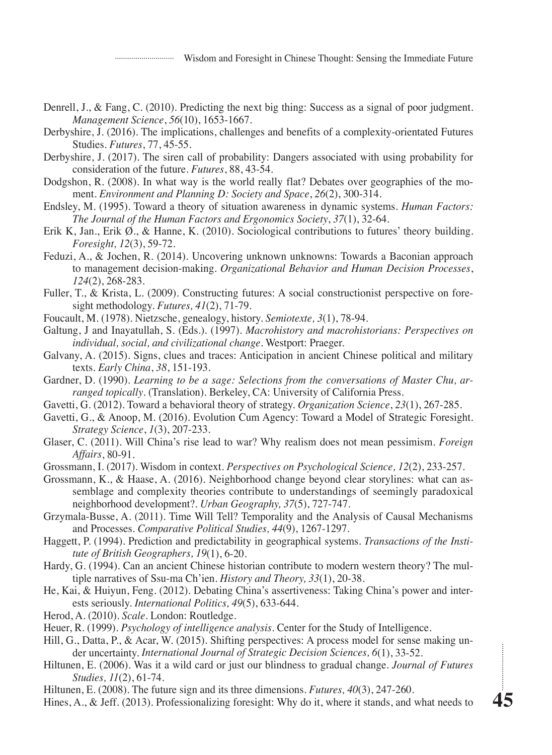Denrell, J., & Fang, C. (2010). Predicting the next big thing: Success as a signal of poor judgment. *Management Science*, *56*(10), 1653-1667.

Derbyshire, J. (2016). The implications, challenges and benefits of a complexity-orientated Futures Studies. *Futures*, 77, 45-55.

Derbyshire, J. (2017). The siren call of probability: Dangers associated with using probability for consideration of the future. *Futures*, 88, 43-54.

Dodgshon, R. (2008). In what way is the world really flat? Debates over geographies of the moment. *Environment and Planning D: Society and Space*, *26*(2), 300-314.

Endsley, M. (1995). Toward a theory of situation awareness in dynamic systems. *Human Factors: The Journal of the Human Factors and Ergonomics Society*, *37*(1), 32-64.

Erik K, Jan., Erik Ø., & Hanne, K. (2010). Sociological contributions to futures' theory building. *Foresight, 12*(3), 59-72.

Feduzi, A., & Jochen, R. (2014). Uncovering unknown unknowns: Towards a Baconian approach to management decision-making. *Organizational Behavior and Human Decision Processes*, *124*(2), 268-283.

Fuller, T., & Krista, L. (2009). Constructing futures: A social constructionist perspective on foresight methodology. *Futures, 41*(2), 71-79.

Foucault, M. (1978). Nietzsche, genealogy, history. *Semiotexte, 3*(1), 78-94.

Galtung, J and Inayatullah, S. (Eds.). (1997). *Macrohistory and macrohistorians: Perspectives on individual, social, and civilizational change*. Westport: Praeger.

Galvany, A. (2015). Signs, clues and traces: Anticipation in ancient Chinese political and military texts. *Early China*, *38*, 151-193.

Gardner, D. (1990). *Learning to be a sage: Selections from the conversations of Master Chu, arranged topically*. (Translation). Berkeley, CA: University of California Press.

Gavetti, G. (2012). Toward a behavioral theory of strategy. *Organization Science*, *23*(1), 267-285.

Gavetti, G., & Anoop, M. (2016). Evolution Cum Agency: Toward a Model of Strategic Foresight. *Strategy Science*, *1*(3), 207-233.

Glaser, C. (2011). Will China's rise lead to war? Why realism does not mean pessimism. *Foreign Affairs*, 80-91.

Grossmann, I. (2017). Wisdom in context. *Perspectives on Psychological Science, 12*(2), 233-257.

Grossmann, K., & Haase, A. (2016). Neighborhood change beyond clear storylines: what can assemblage and complexity theories contribute to understandings of seemingly paradoxical neighborhood development?. *Urban Geography, 37*(5), 727-747.

Grzymala-Busse, A. (2011). Time Will Tell? Temporality and the Analysis of Causal Mechanisms and Processes. *Comparative Political Studies, 44*(9), 1267-1297.

Haggett, P. (1994). Prediction and predictability in geographical systems. *Transactions of the Institute of British Geographers, 19*(1), 6-20.

Hardy, G. (1994). Can an ancient Chinese historian contribute to modern western theory? The multiple narratives of Ssu-ma Ch'ien. *History and Theory, 33*(1), 20-38.

He, Kai, & Huiyun, Feng. (2012). Debating China's assertiveness: Taking China's power and interests seriously. *International Politics, 49*(5), 633-644.

Herod, A. (2010). *Scale*. London: Routledge.

Heuer, R. (1999). *Psychology of intelligence analysis*. Center for the Study of Intelligence.

Hill, G., Datta, P., & Acar, W. (2015). Shifting perspectives: A process model for sense making under uncertainty. *International Journal of Strategic Decision Sciences, 6*(1), 33-52.

Hiltunen, E. (2006). Was it a wild card or just our blindness to gradual change. *Journal of Futures Studies, 11*(2), 61-74.

Hiltunen, E. (2008). The future sign and its three dimensions. *Futures, 40*(3), 247-260.

Hines, A., & Jeff. (2013). Professionalizing foresight: Why do it, where it stands, and what needs to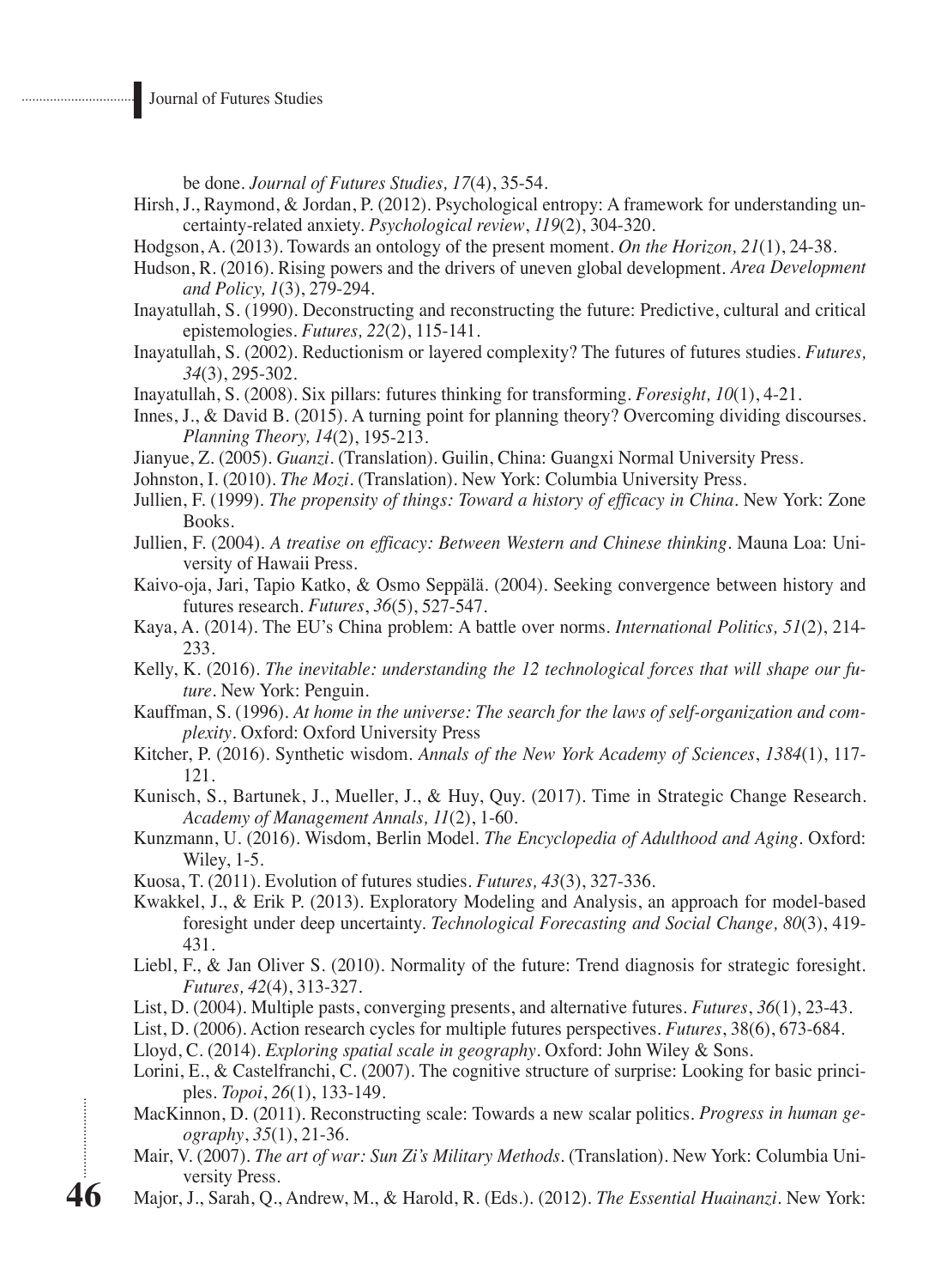be done. *Journal of Futures Studies, 17*(4), 35-54.

Hirsh, J., Raymond, & Jordan, P. (2012). Psychological entropy: A framework for understanding uncertainty-related anxiety. *Psychological review*, *119*(2), 304-320.

Hodgson, A. (2013). Towards an ontology of the present moment. *On the Horizon, 21*(1), 24-38.

Hudson, R. (2016). Rising powers and the drivers of uneven global development. *Area Development and Policy, 1*(3), 279-294.

Inayatullah, S. (1990). Deconstructing and reconstructing the future: Predictive, cultural and critical epistemologies. *Futures, 22*(2), 115-141.

Inayatullah, S. (2002). Reductionism or layered complexity? The futures of futures studies. *Futures, 34*(3), 295-302.

Inayatullah, S. (2008). Six pillars: futures thinking for transforming. *Foresight, 10*(1), 4-21.

Innes, J., & David B. (2015). A turning point for planning theory? Overcoming dividing discourses. *Planning Theory, 14*(2), 195-213.

Jianyue, Z. (2005). *Guanzi*. (Translation). Guilin, China: Guangxi Normal University Press.

Johnston, I. (2010). *The Mozi*. (Translation). New York: Columbia University Press.

Jullien, F. (1999). *The propensity of things: Toward a history of efficacy in China*. New York: Zone Books.

Jullien, F. (2004). *A treatise on efficacy: Between Western and Chinese thinking*. Mauna Loa: University of Hawaii Press.

Kaivo-oja, Jari, Tapio Katko, & Osmo Seppälä. (2004). Seeking convergence between history and futures research. *Futures*, *36*(5), 527-547.

Kaya, A. (2014). The EU's China problem: A battle over norms. *International Politics, 51*(2), 214-233.

Kelly, K. (2016). *The inevitable: understanding the 12 technological forces that will shape our future*. New York: Penguin.

Kauffman, S. (1996). *At home in the universe: The search for the laws of self-organization and complexity*. Oxford: Oxford University Press

Kitcher, P. (2016). Synthetic wisdom. *Annals of the New York Academy of Sciences*, *1384*(1), 117-121.

Kunisch, S., Bartunek, J., Mueller, J., & Huy, Quy. (2017). Time in Strategic Change Research. *Academy of Management Annals, 11*(2), 1-60.

Kunzmann, U. (2016). Wisdom, Berlin Model. *The Encyclopedia of Adulthood and Aging*. Oxford: Wiley, 1-5.

Kuosa, T. (2011). Evolution of futures studies. *Futures, 43*(3), 327-336.

Kwakkel, J., & Erik P. (2013). Exploratory Modeling and Analysis, an approach for model-based foresight under deep uncertainty. *Technological Forecasting and Social Change, 80*(3), 419-431.

Liebl, F., & Jan Oliver S. (2010). Normality of the future: Trend diagnosis for strategic foresight. *Futures, 42*(4), 313-327.

List, D. (2004). Multiple pasts, converging presents, and alternative futures. *Futures*, *36*(1), 23-43.

List, D. (2006). Action research cycles for multiple futures perspectives. *Futures*, 38(6), 673-684.

Lloyd, C. (2014). *Exploring spatial scale in geography*. Oxford: John Wiley & Sons.

Lorini, E., & Castelfranchi, C. (2007). The cognitive structure of surprise: Looking for basic principles. *Topoi*, *26*(1), 133-149.

MacKinnon, D. (2011). Reconstructing scale: Towards a new scalar politics. *Progress in human geography*, *35*(1), 21-36.

Mair, V. (2007). *The art of war: Sun Zi's Military Methods*. (Translation). New York: Columbia University Press.

Major, J., Sarah, Q., Andrew, M., & Harold, R. (Eds.). (2012). *The Essential Huainanzi*. New York: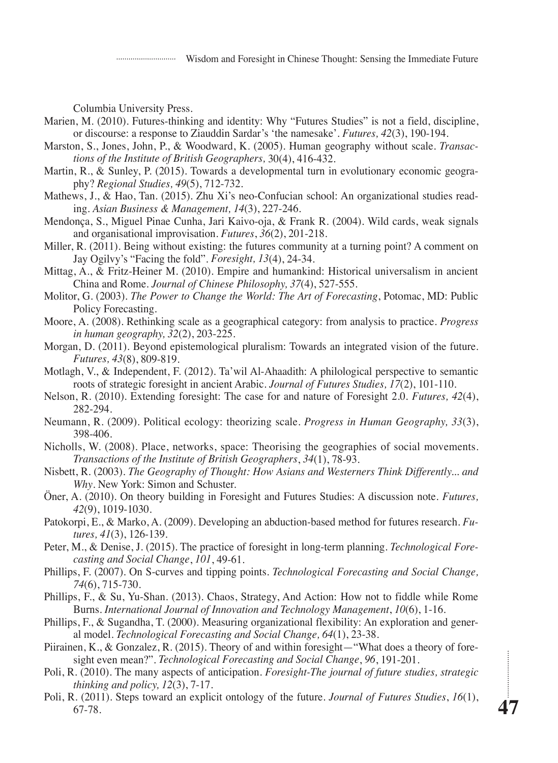Columbia University Press.

Marien, M. (2010). Futures-thinking and identity: Why "Futures Studies" is not a field, discipline, or discourse: a response to Ziauddin Sardar's 'the namesake'. *Futures, 42*(3), 190-194.

Marston, S., Jones, John, P., & Woodward, K. (2005). Human geography without scale. *Transactions of the Institute of British Geographers,* 30(4), 416-432.

Martin, R., & Sunley, P. (2015). Towards a developmental turn in evolutionary economic geography? *Regional Studies, 49*(5), 712-732.

Mathews, J., & Hao, Tan. (2015). Zhu Xi's neo-Confucian school: An organizational studies reading. *Asian Business & Management, 14*(3), 227-246.

Mendonça, S., Miguel Pinae Cunha, Jari Kaivo-oja, & Frank R. (2004). Wild cards, weak signals and organisational improvisation. *Futures*, *36*(2), 201-218.

Miller, R. (2011). Being without existing: the futures community at a turning point? A comment on Jay Ogilvy's "Facing the fold". *Foresight, 13*(4), 24-34.

Mittag, A., & Fritz-Heiner M. (2010). Empire and humankind: Historical universalism in ancient China and Rome. *Journal of Chinese Philosophy, 37*(4), 527-555.

Molitor, G. (2003). *The Power to Change the World: The Art of Forecasting*, Potomac, MD: Public Policy Forecasting.

Moore, A. (2008). Rethinking scale as a geographical category: from analysis to practice. *Progress in human geography, 32*(2), 203-225.

Morgan, D. (2011). Beyond epistemological pluralism: Towards an integrated vision of the future. *Futures, 43*(8), 809-819.

Motlagh, V., & Independent, F. (2012). Ta'wil Al-Ahaadith: A philological perspective to semantic roots of strategic foresight in ancient Arabic. *Journal of Futures Studies, 17*(2), 101-110.

Nelson, R. (2010). Extending foresight: The case for and nature of Foresight 2.0. *Futures, 42*(4), 282-294.

Neumann, R. (2009). Political ecology: theorizing scale. *Progress in Human Geography, 33*(3), 398-406.

Nicholls, W. (2008). Place, networks, space: Theorising the geographies of social movements. *Transactions of the Institute of British Geographers*, *34*(1), 78-93.

Nisbett, R. (2003). *The Geography of Thought: How Asians and Westerners Think Differently... and Why*. New York: Simon and Schuster.

Öner, A. (2010). On theory building in Foresight and Futures Studies: A discussion note. *Futures, 42*(9), 1019-1030.

Patokorpi, E., & Marko, A. (2009). Developing an abduction-based method for futures research. *Futures, 41*(3), 126-139.

Peter, M., & Denise, J. (2015). The practice of foresight in long-term planning. *Technological Forecasting and Social Change*, *101*, 49-61.

Phillips, F. (2007). On S-curves and tipping points. *Technological Forecasting and Social Change, 74*(6), 715-730.

Phillips, F., & Su, Yu-Shan. (2013). Chaos, Strategy, And Action: How not to fiddle while Rome Burns. *International Journal of Innovation and Technology Management*, *10*(6), 1-16.

Phillips, F., & Sugandha, T. (2000). Measuring organizational flexibility: An exploration and general model. *Technological Forecasting and Social Change, 64*(1), 23-38.

Piirainen, K., & Gonzalez, R. (2015). Theory of and within foresight—"What does a theory of foresight even mean?". *Technological Forecasting and Social Change*, *96*, 191-201.

Poli, R. (2010). The many aspects of anticipation. *Foresight-The journal of future studies, strategic thinking and policy, 12*(3), 7-17.

Poli, R. (2011). Steps toward an explicit ontology of the future. *Journal of Futures Studies*, *16*(1), 67-78.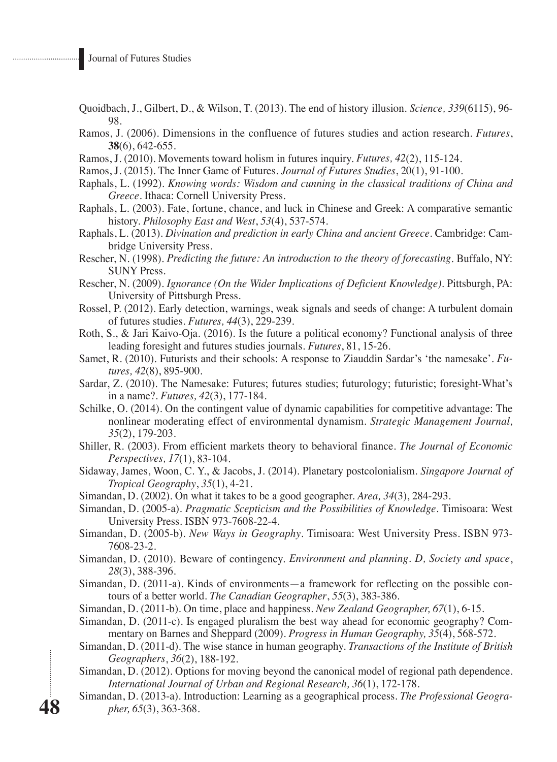Quoidbach, J., Gilbert, D., & Wilson, T. (2013). The end of history illusion. *Science, 339*(6115), 96-98.

Ramos, J. (2006). Dimensions in the confluence of futures studies and action research. *Futures*, **38**(6), 642-655.

Ramos, J. (2010). Movements toward holism in futures inquiry. *Futures, 42*(2), 115-124.

Ramos, J. (2015). The Inner Game of Futures. *Journal of Futures Studies*, 20(1), 91-100.

Raphals, L. (1992). *Knowing words: Wisdom and cunning in the classical traditions of China and Greece*. Ithaca: Cornell University Press.

Raphals, L. (2003). Fate, fortune, chance, and luck in Chinese and Greek: A comparative semantic history. *Philosophy East and West*, *53*(4), 537-574.

Raphals, L. (2013). *Divination and prediction in early China and ancient Greece*. Cambridge: Cambridge University Press.

Rescher, N. (1998). *Predicting the future: An introduction to the theory of forecasting*. Buffalo, NY: SUNY Press.

Rescher, N. (2009). *Ignorance (On the Wider Implications of Deficient Knowledge)*. Pittsburgh, PA: University of Pittsburgh Press.

Rossel, P. (2012). Early detection, warnings, weak signals and seeds of change: A turbulent domain of futures studies. *Futures, 44*(3), 229-239.

Roth, S., & Jari Kaivo-Oja. (2016). Is the future a political economy? Functional analysis of three leading foresight and futures studies journals. *Futures*, 81, 15-26.

Samet, R. (2010). Futurists and their schools: A response to Ziauddin Sardar's 'the namesake'. *Futures, 42*(8), 895-900.

Sardar, Z. (2010). The Namesake: Futures; futures studies; futurology; futuristic; foresight-What's in a name?. *Futures, 42*(3), 177-184.

Schilke, O. (2014). On the contingent value of dynamic capabilities for competitive advantage: The nonlinear moderating effect of environmental dynamism. *Strategic Management Journal, 35*(2), 179-203.

Shiller, R. (2003). From efficient markets theory to behavioral finance. *The Journal of Economic Perspectives, 17*(1), 83-104.

Sidaway, James, Woon, C. Y., & Jacobs, J. (2014). Planetary postcolonialism. *Singapore Journal of Tropical Geography*, *35*(1), 4-21.

Simandan, D. (2002). On what it takes to be a good geographer. *Area, 34*(3), 284-293.

Simandan, D. (2005-a). *Pragmatic Scepticism and the Possibilities of Knowledge*. Timisoara: West University Press. ISBN 973-7608-22-4.

Simandan, D. (2005-b). *New Ways in Geography*. Timisoara: West University Press. ISBN 973-7608-23-2.

Simandan, D. (2010). Beware of contingency. *Environment and planning. D, Society and space*, *28*(3), 388-396.

Simandan, D. (2011-a). Kinds of environments—a framework for reflecting on the possible contours of a better world. *The Canadian Geographer*, *55*(3), 383-386.

Simandan, D. (2011-b). On time, place and happiness. *New Zealand Geographer, 67*(1), 6-15.

Simandan, D. (2011-c). Is engaged pluralism the best way ahead for economic geography? Commentary on Barnes and Sheppard (2009). *Progress in Human Geography, 35*(4), 568-572.

Simandan, D. (2011-d). The wise stance in human geography. *Transactions of the Institute of British Geographers*, *36*(2), 188-192.

Simandan, D. (2012). Options for moving beyond the canonical model of regional path dependence. *International Journal of Urban and Regional Research, 36*(1), 172-178.

Simandan, D. (2013-a). Introduction: Learning as a geographical process. *The Professional Geographer, 65*(3), 363-368.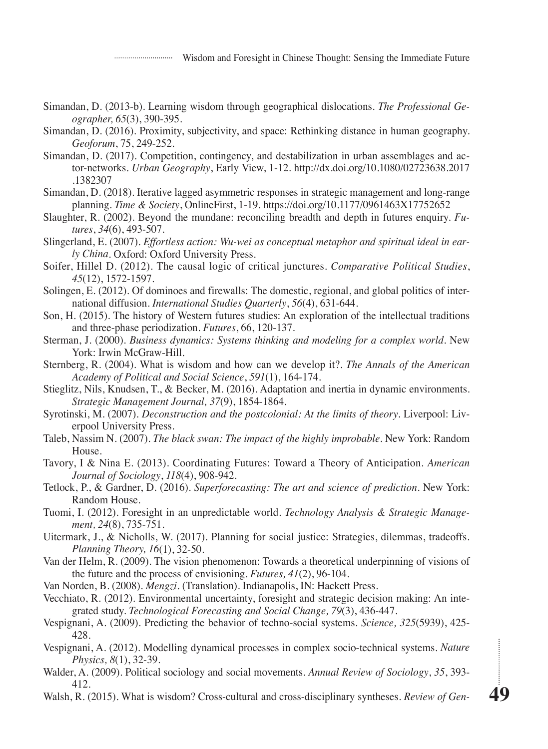Simandan, D. (2013-b). Learning wisdom through geographical dislocations. *The Professional Geographer, 65*(3), 390-395.

Simandan, D. (2016). Proximity, subjectivity, and space: Rethinking distance in human geography. *Geoforum*, 75, 249-252.

Simandan, D. (2017). Competition, contingency, and destabilization in urban assemblages and actor-networks. *Urban Geography*, Early View, 1-12. http://dx.doi.org/10.1080/02723638.2017.1382307

Simandan, D. (2018). Iterative lagged asymmetric responses in strategic management and long-range planning. *Time & Society*, OnlineFirst, 1-19. https://doi.org/10.1177/0961463X17752652

Slaughter, R. (2002). Beyond the mundane: reconciling breadth and depth in futures enquiry. *Futures*, *34*(6), 493-507.

Slingerland, E. (2007). *Effortless action: Wu-wei as conceptual metaphor and spiritual ideal in early China*. Oxford: Oxford University Press.

Soifer, Hillel D. (2012). The causal logic of critical junctures. *Comparative Political Studies*, *45*(12), 1572-1597.

Solingen, E. (2012). Of dominoes and firewalls: The domestic, regional, and global politics of international diffusion. *International Studies Quarterly*, *56*(4), 631-644.

Son, H. (2015). The history of Western futures studies: An exploration of the intellectual traditions and three-phase periodization. *Futures*, 66, 120-137.

Sterman, J. (2000). *Business dynamics: Systems thinking and modeling for a complex world*. New York: Irwin McGraw-Hill.

Sternberg, R. (2004). What is wisdom and how can we develop it?. *The Annals of the American Academy of Political and Social Science*, *591*(1), 164-174.

Stieglitz, Nils, Knudsen, T., & Becker, M. (2016). Adaptation and inertia in dynamic environments. *Strategic Management Journal, 37*(9), 1854-1864.

Syrotinski, M. (2007). *Deconstruction and the postcolonial: At the limits of theory*. Liverpool: Liverpool University Press.

Taleb, Nassim N. (2007). *The black swan: The impact of the highly improbable*. New York: Random House.

Tavory, I & Nina E. (2013). Coordinating Futures: Toward a Theory of Anticipation. *American Journal of Sociology*, *118*(4), 908-942.

Tetlock, P., & Gardner, D. (2016). *Superforecasting: The art and science of prediction*. New York: Random House.

Tuomi, I. (2012). Foresight in an unpredictable world. *Technology Analysis & Strategic Management, 24*(8), 735-751.

Uitermark, J., & Nicholls, W. (2017). Planning for social justice: Strategies, dilemmas, tradeoffs. *Planning Theory, 16*(1), 32-50.

Van der Helm, R. (2009). The vision phenomenon: Towards a theoretical underpinning of visions of the future and the process of envisioning. *Futures, 41*(2), 96-104.

Van Norden, B. (2008). *Mengzi*. (Translation). Indianapolis, IN: Hackett Press.

Vecchiato, R. (2012). Environmental uncertainty, foresight and strategic decision making: An integrated study. *Technological Forecasting and Social Change, 79*(3), 436-447.

Vespignani, A. (2009). Predicting the behavior of techno-social systems. *Science, 325*(5939), 425-428.

Vespignani, A. (2012). Modelling dynamical processes in complex socio-technical systems. *Nature Physics, 8*(1), 32-39.

Walder, A. (2009). Political sociology and social movements. *Annual Review of Sociology*, *35*, 393-412.

Walsh, R. (2015). What is wisdom? Cross-cultural and cross-disciplinary syntheses. *Review of Gen-*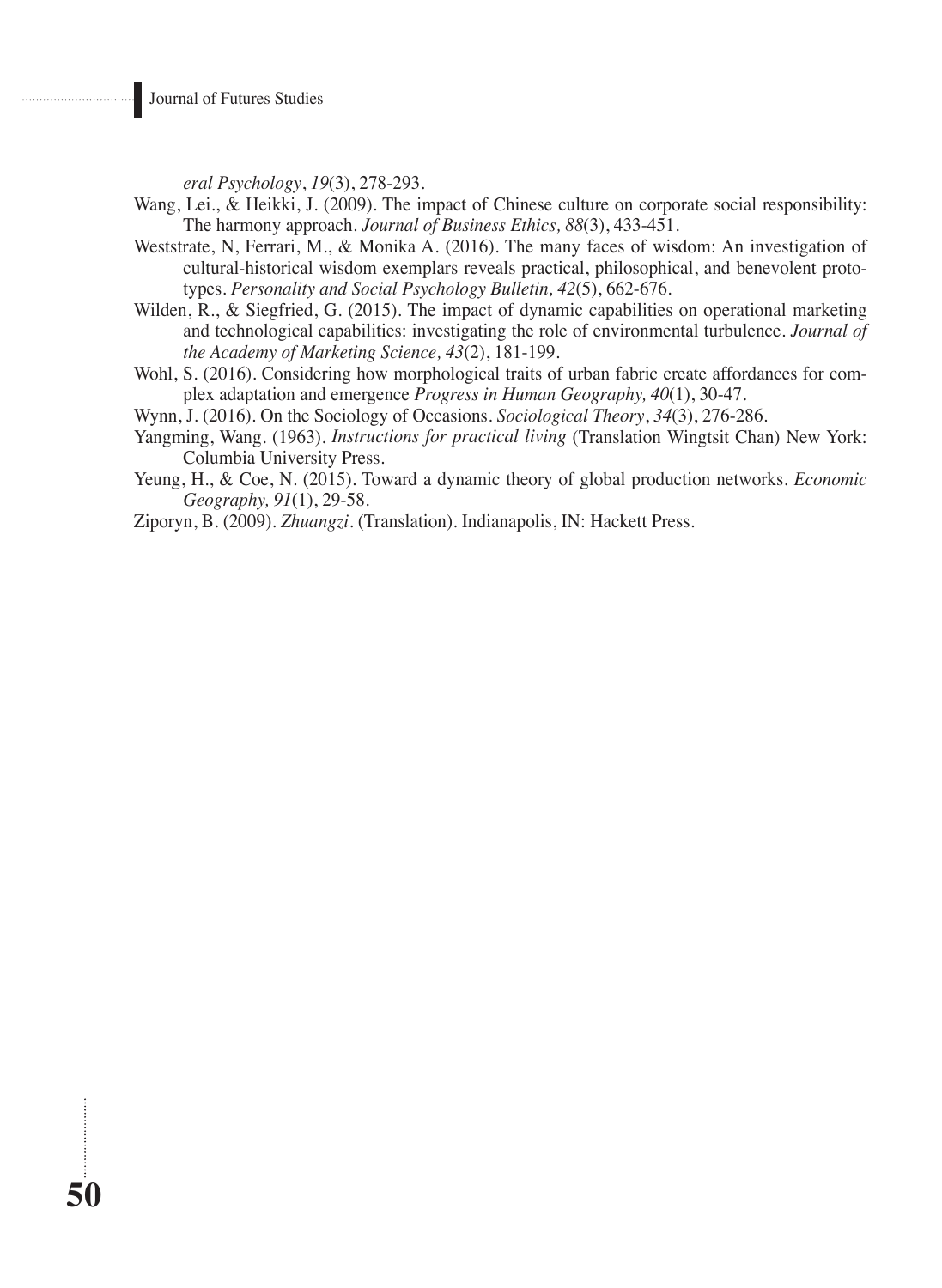*eral Psychology*, *19*(3), 278-293.

Wang, Lei., & Heikki, J. (2009). The impact of Chinese culture on corporate social responsibility: The harmony approach. *Journal of Business Ethics, 88*(3), 433-451.

Weststrate, N, Ferrari, M., & Monika A. (2016). The many faces of wisdom: An investigation of cultural-historical wisdom exemplars reveals practical, philosophical, and benevolent prototypes. *Personality and Social Psychology Bulletin, 42*(5), 662-676.

Wilden, R., & Siegfried, G. (2015). The impact of dynamic capabilities on operational marketing and technological capabilities: investigating the role of environmental turbulence. *Journal of the Academy of Marketing Science, 43*(2), 181-199.

Wohl, S. (2016). Considering how morphological traits of urban fabric create affordances for complex adaptation and emergence *Progress in Human Geography, 40*(1), 30-47.

Wynn, J. (2016). On the Sociology of Occasions. *Sociological Theory*, *34*(3), 276-286.

Yangming, Wang. (1963). *Instructions for practical living* (Translation Wingtsit Chan) New York: Columbia University Press.

Yeung, H., & Coe, N. (2015). Toward a dynamic theory of global production networks. *Economic Geography, 91*(1), 29-58.

Ziporyn, B. (2009). *Zhuangzi*. (Translation). Indianapolis, IN: Hackett Press.